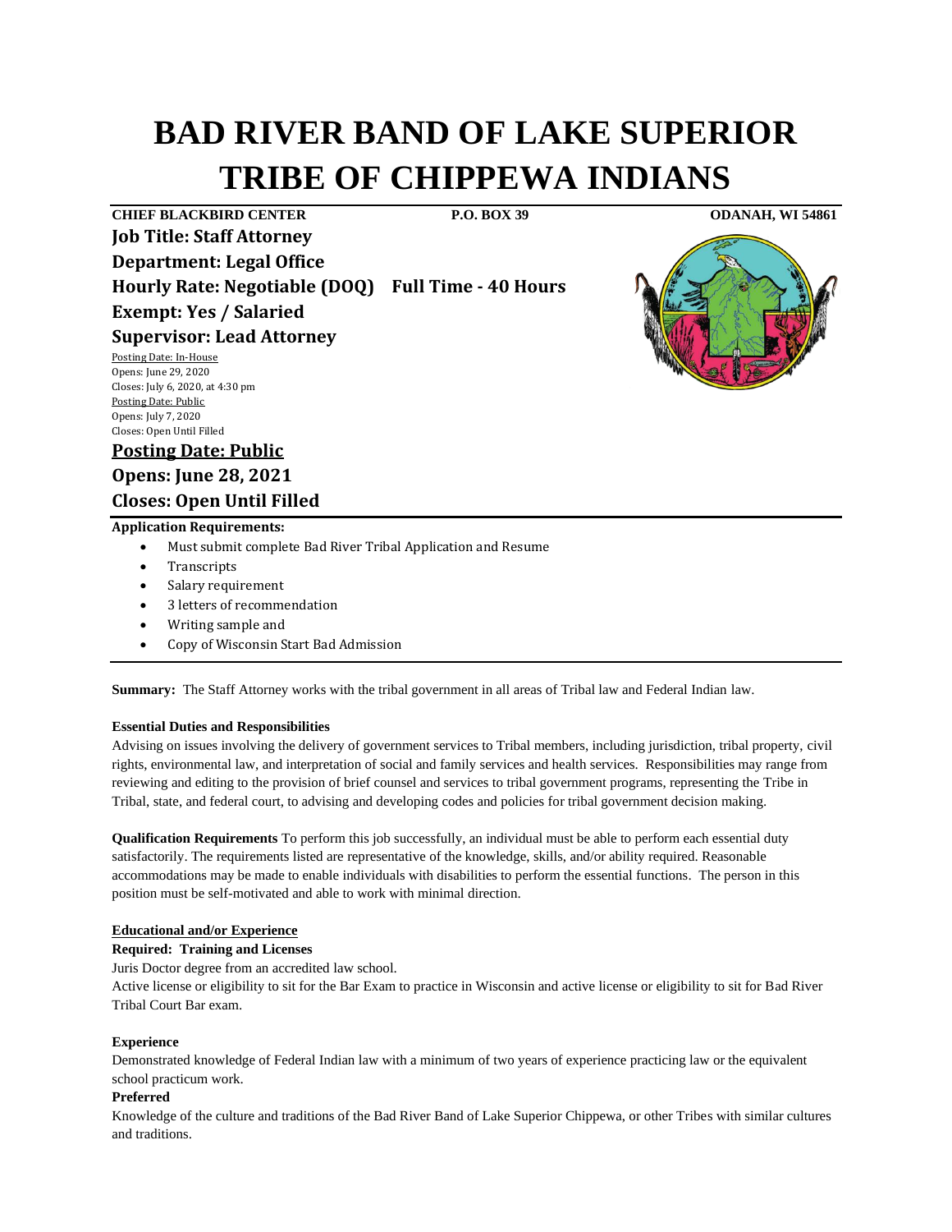# BAD RIVER BAND OF LAKE SUPERIOR TRIBE OF CHIPPEWA INDIANS

**CHIEF BLACKBIRD CENTER** **P.O. BOX 39** **ODANAH, WI 54861**

**Job Title: Staff Attorney**

**Department: Legal Office**

**Hourly Rate: Negotiable (DOQ) Full Time - 40 Hours**

**Exempt: Yes / Salaried**

**Supervisor: Lead Attorney**

Posting Date: In-House
Opens: June 29, 2020
Closes: July 6, 2020, at 4:30 pm
Posting Date: Public
Opens: July 7, 2020
Closes: Open Until Filled

**Posting Date: Public**

**Opens: June 28, 2021**

**Closes: Open Until Filled**

**Application Requirements:**

- Must submit complete Bad River Tribal Application and Resume
- Transcripts
- Salary requirement
- 3 letters of recommendation
- Writing sample and
- Copy of Wisconsin Start Bad Admission

**Summary:** The Staff Attorney works with the tribal government in all areas of Tribal law and Federal Indian law.

**Essential Duties and Responsibilities**

Advising on issues involving the delivery of government services to Tribal members, including jurisdiction, tribal property, civil rights, environmental law, and interpretation of social and family services and health services. Responsibilities may range from reviewing and editing to the provision of brief counsel and services to tribal government programs, representing the Tribe in Tribal, state, and federal court, to advising and developing codes and policies for tribal government decision making.

**Qualification Requirements** To perform this job successfully, an individual must be able to perform each essential duty satisfactorily. The requirements listed are representative of the knowledge, skills, and/or ability required. Reasonable accommodations may be made to enable individuals with disabilities to perform the essential functions. The person in this position must be self-motivated and able to work with minimal direction.

**Educational and/or Experience**

**Required: Training and Licenses**

Juris Doctor degree from an accredited law school.

Active license or eligibility to sit for the Bar Exam to practice in Wisconsin and active license or eligibility to sit for Bad River Tribal Court Bar exam.

**Experience**

Demonstrated knowledge of Federal Indian law with a minimum of two years of experience practicing law or the equivalent school practicum work.

**Preferred**

Knowledge of the culture and traditions of the Bad River Band of Lake Superior Chippewa, or other Tribes with similar cultures and traditions.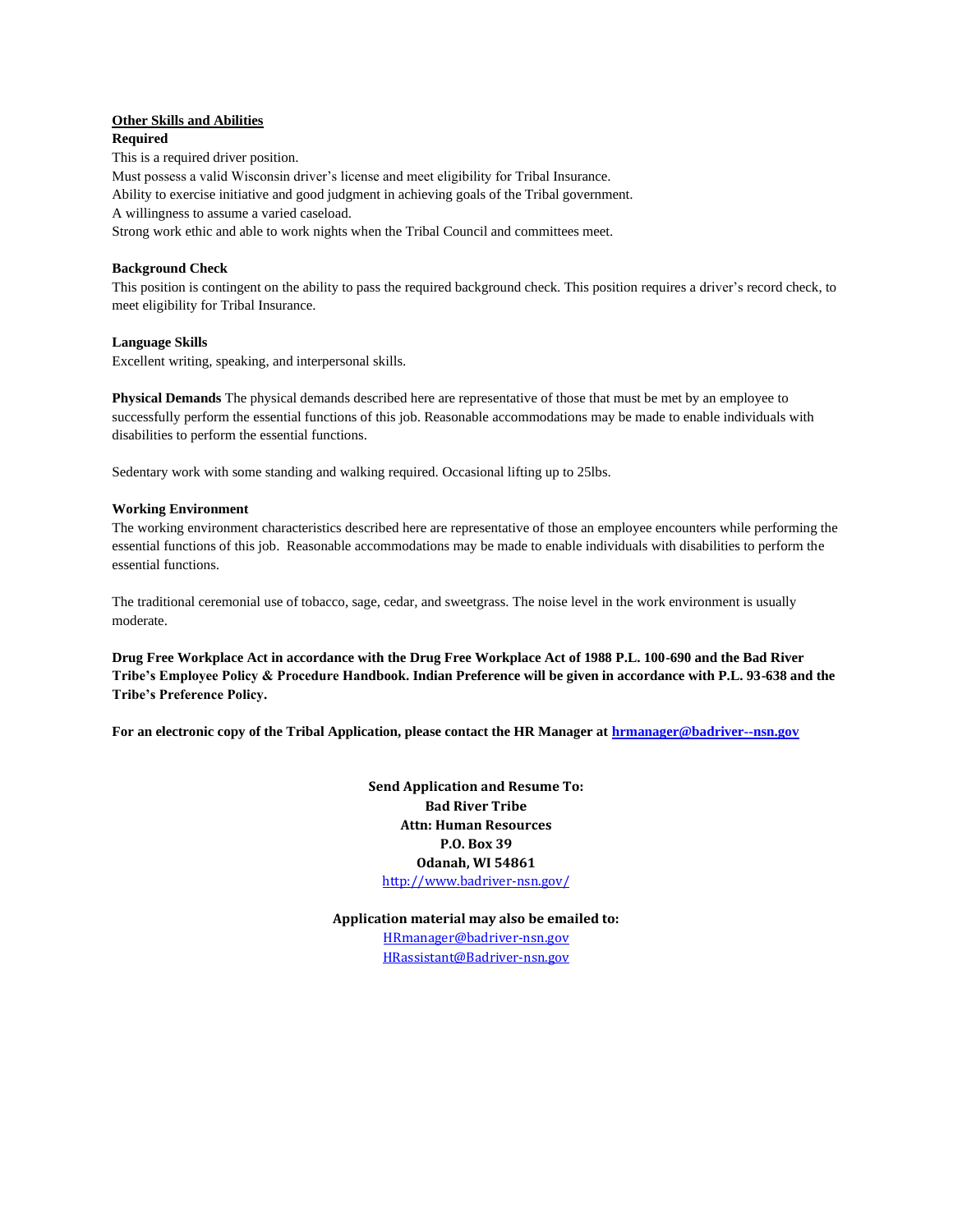**Other Skills and Abilities**

**Required**

This is a required driver position.
Must possess a valid Wisconsin driver's license and meet eligibility for Tribal Insurance.
Ability to exercise initiative and good judgment in achieving goals of the Tribal government.
A willingness to assume a varied caseload.
Strong work ethic and able to work nights when the Tribal Council and committees meet.

**Background Check**

This position is contingent on the ability to pass the required background check. This position requires a driver's record check, to meet eligibility for Tribal Insurance.

**Language Skills**

Excellent writing, speaking, and interpersonal skills.

**Physical Demands** The physical demands described here are representative of those that must be met by an employee to successfully perform the essential functions of this job. Reasonable accommodations may be made to enable individuals with disabilities to perform the essential functions.

Sedentary work with some standing and walking required. Occasional lifting up to 25lbs.

**Working Environment**

The working environment characteristics described here are representative of those an employee encounters while performing the essential functions of this job. Reasonable accommodations may be made to enable individuals with disabilities to perform the essential functions.

The traditional ceremonial use of tobacco, sage, cedar, and sweetgrass. The noise level in the work environment is usually moderate.

**Drug Free Workplace Act in accordance with the Drug Free Workplace Act of 1988 P.L. 100-690 and the Bad River Tribe's Employee Policy & Procedure Handbook. Indian Preference will be given in accordance with P.L. 93-638 and the Tribe's Preference Policy.**

**For an electronic copy of the Tribal Application, please contact the HR Manager at hrmanager@badriver--nsn.gov**

**Send Application and Resume To:**
**Bad River Tribe**
**Attn: Human Resources**
**P.O. Box 39**
**Odanah, WI 54861**
http://www.badriver-nsn.gov/

**Application material may also be emailed to:**
HRmanager@badriver-nsn.gov
HRassistant@Badriver-nsn.gov